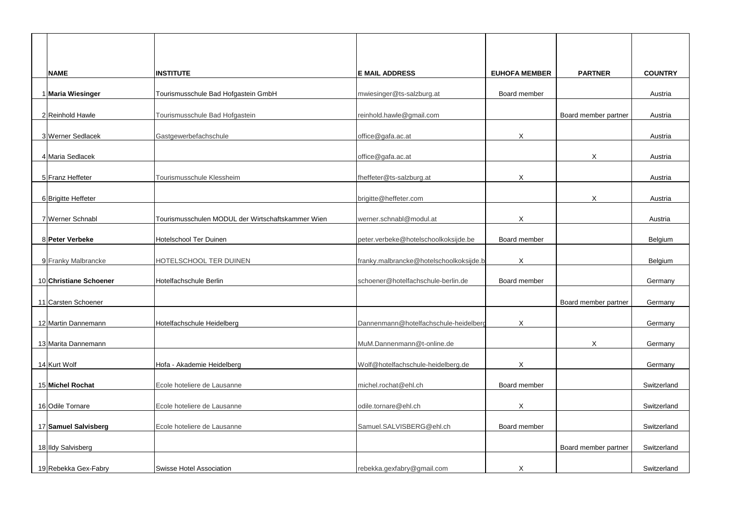| | NAME | INSTITUTE | E MAIL ADDRESS | EUHOFA MEMBER | PARTNER | COUNTRY |
|---|---|---|---|---|---|---|
| 1 | **Maria Wiesinger** | Tourismusschule Bad Hofgastein GmbH | mwiesinger@ts-salzburg.at | Board member | | Austria |
| 2 | Reinhold Hawle | Tourismusschule Bad Hofgastein | reinhold.hawle@gmail.com | | Board member partner | Austria |
| 3 | Werner Sedlacek | Gastgewerbefachschule | office@gafa.ac.at | X | | Austria |
| 4 | Maria Sedlacek | | office@gafa.ac.at | | X | Austria |
| 5 | Franz Heffeter | Tourismusschule Klessheim | fheffeter@ts-salzburg.at | X | | Austria |
| 6 | Brigitte Heffeter | | brigitte@heffeter.com | | X | Austria |
| 7 | Werner Schnabl | Tourismusschulen MODUL der Wirtschaftskammer Wien | werner.schnabl@modul.at | X | | Austria |
| 8 | **Peter Verbeke** | Hotelschool Ter Duinen | peter.verbeke@hotelschoolkoksijde.be | Board member | | Belgium |
| 9 | Franky Malbrancke | HOTELSCHOOL TER DUINEN | franky.malbrancke@hotelschoolkoksijde.b | X | | Belgium |
| 10 | **Christiane Schoener** | Hotelfachschule Berlin | schoener@hotelfachschule-berlin.de | Board member | | Germany |
| 11 | Carsten Schoener | | | | Board member partner | Germany |
| 12 | Martin Dannemann | Hotelfachschule Heidelberg | Dannenmann@hotelfachschule-heidelberg | X | | Germany |
| 13 | Marita Dannemann | | MuM.Dannenmann@t-online.de | | X | Germany |
| 14 | Kurt Wolf | Hofa - Akademie Heidelberg | Wolf@hotelfachschule-heidelberg.de | X | | Germany |
| 15 | **Michel Rochat** | Ecole hoteliere de Lausanne | michel.rochat@ehl.ch | Board member | | Switzerland |
| 16 | Odile Tornare | Ecole hoteliere de Lausanne | odile.tornare@ehl.ch | X | | Switzerland |
| 17 | **Samuel Salvisberg** | Ecole hoteliere de Lausanne | Samuel.SALVISBERG@ehl.ch | Board member | | Switzerland |
| 18 | Ildy Salvisberg | | | | Board member partner | Switzerland |
| 19 | Rebekka Gex-Fabry | Swisse Hotel Association | rebekka.gexfabry@gmail.com | X | | Switzerland |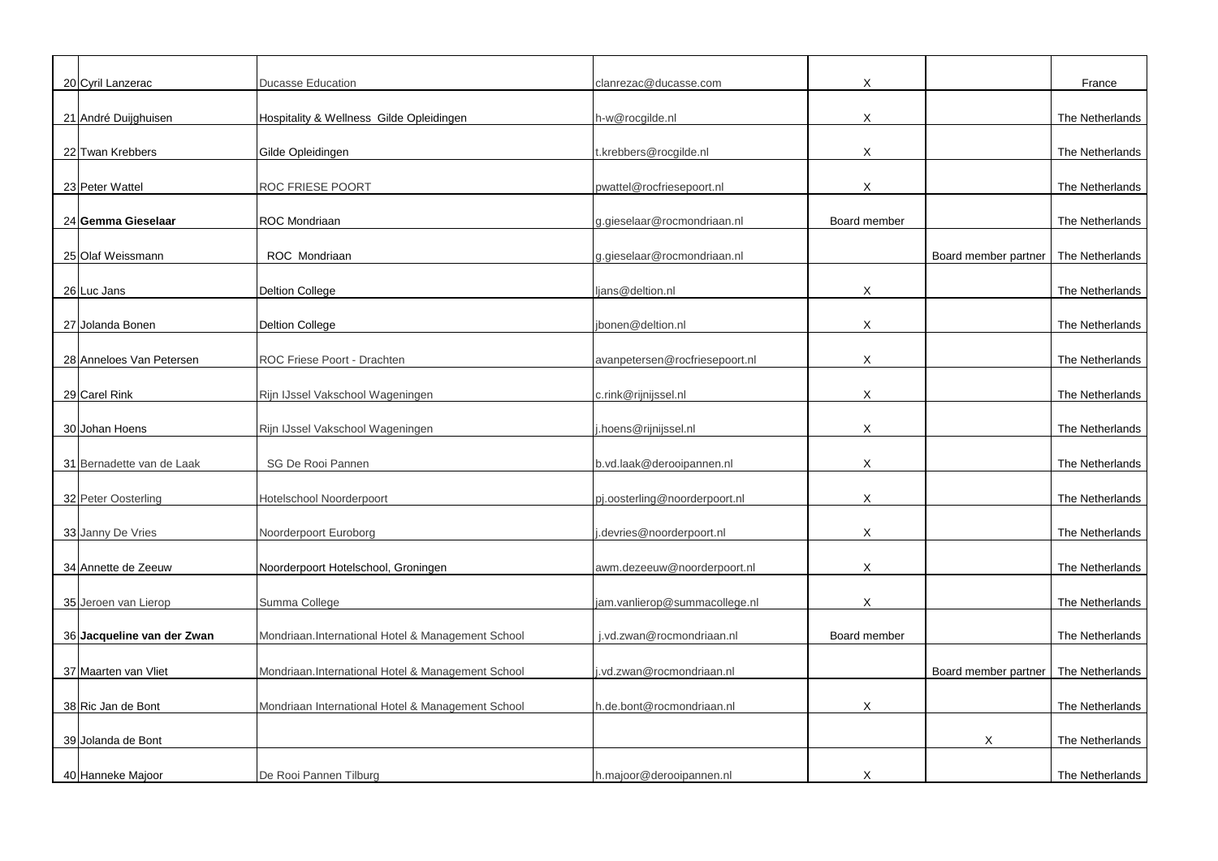| | | | | | | |
|---|---|---|---|---|---|---|
| 20 | Cyril Lanzerac | Ducasse Education | clanrezac@ducasse.com | X | | France |
| 21 | André Duijghuisen | Hospitality & Wellness  Gilde Opleidingen | h-w@rocgilde.nl | X | | The Netherlands |
| 22 | Twan Krebbers | Gilde Opleidingen | t.krebbers@rocgilde.nl | X | | The Netherlands |
| 23 | Peter Wattel | ROC FRIESE POORT | pwattel@rocfriesepoort.nl | X | | The Netherlands |
| 24 | **Gemma Gieselaar** | ROC Mondriaan | g.gieselaar@rocmondriaan.nl | Board member | | The Netherlands |
| 25 | Olaf Weissmann | ROC  Mondriaan | g.gieselaar@rocmondriaan.nl | | Board member partner | The Netherlands |
| 26 | Luc Jans | Deltion College | ljans@deltion.nl | X | | The Netherlands |
| 27 | Jolanda Bonen | Deltion College | jbonen@deltion.nl | X | | The Netherlands |
| 28 | Anneloes Van Petersen | ROC Friese Poort - Drachten | avanpetersen@rocfriesepoort.nl | X | | The Netherlands |
| 29 | Carel Rink | Rijn IJssel Vakschool Wageningen | c.rink@rijnijssel.nl | X | | The Netherlands |
| 30 | Johan Hoens | Rijn IJssel Vakschool Wageningen | j.hoens@rijnijssel.nl | X | | The Netherlands |
| 31 | Bernadette van de Laak | SG De Rooi Pannen | b.vd.laak@derooipannen.nl | X | | The Netherlands |
| 32 | Peter Oosterling | Hotelschool Noorderpoort | pj.oosterling@noorderpoort.nl | X | | The Netherlands |
| 33 | Janny De Vries | Noorderpoort Euroborg | j.devries@noorderpoort.nl | X | | The Netherlands |
| 34 | Annette de Zeeuw | Noorderpoort Hotelschool, Groningen | awm.dezeeuw@noorderpoort.nl | X | | The Netherlands |
| 35 | Jeroen van Lierop | Summa College | jam.vanlierop@summacollege.nl | X | | The Netherlands |
| 36 | **Jacqueline van der Zwan** | Mondriaan.International Hotel & Management School | j.vd.zwan@rocmondriaan.nl | Board member | | The Netherlands |
| 37 | Maarten van Vliet | Mondriaan.International Hotel & Management School | j.vd.zwan@rocmondriaan.nl | | Board member partner | The Netherlands |
| 38 | Ric Jan de Bont | Mondriaan International Hotel & Management School | h.de.bont@rocmondriaan.nl | X | | The Netherlands |
| 39 | Jolanda de Bont | | | | X | The Netherlands |
| 40 | Hanneke Majoor | De Rooi Pannen Tilburg | h.majoor@derooipannen.nl | X | | The Netherlands |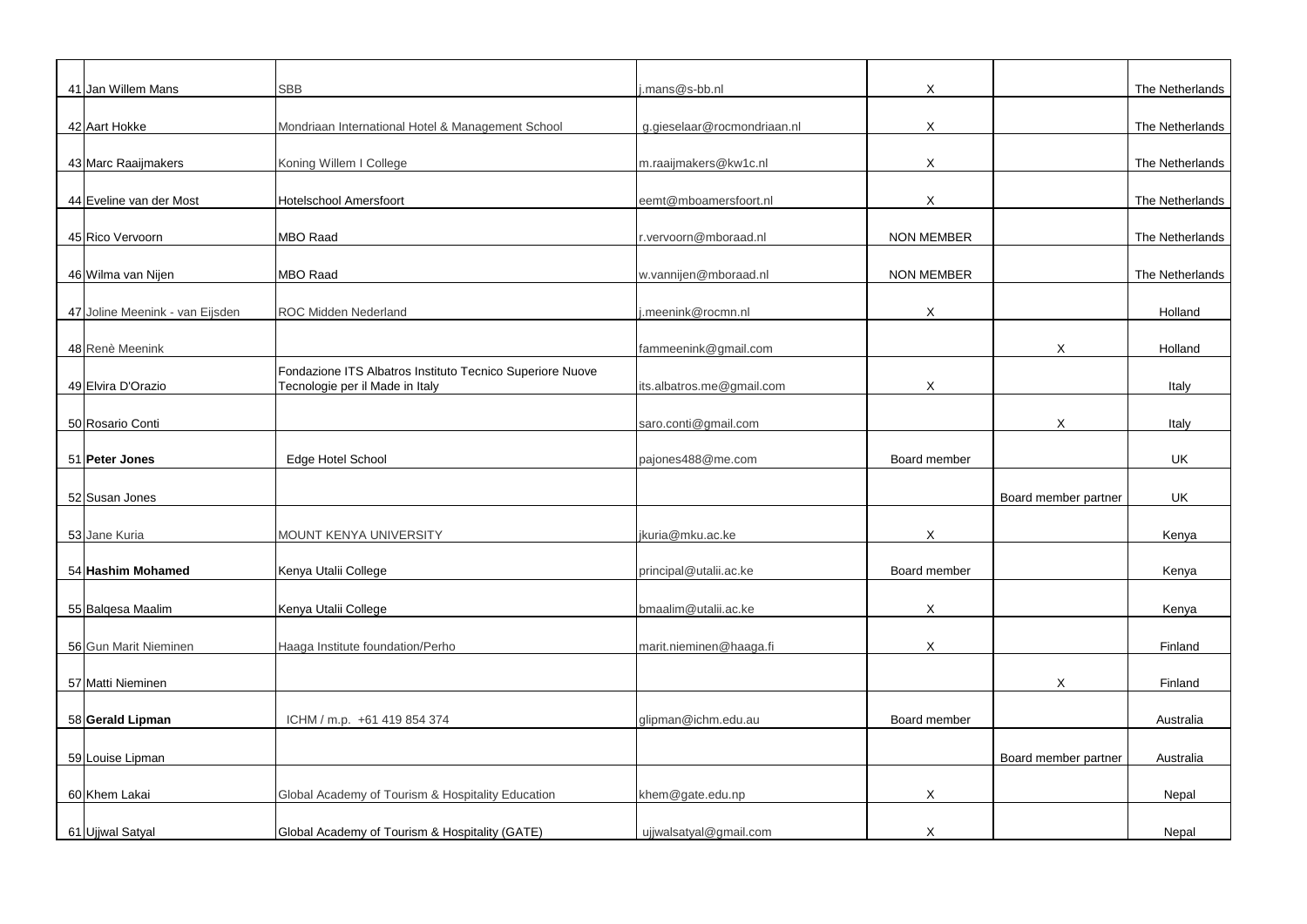|  |  |  |  |  |  |
|---|---|---|---|---|---|
| 41 Jan Willem Mans | SBB | j.mans@s-bb.nl | X |  | The Netherlands |
| 42 Aart Hokke | Mondriaan International Hotel & Management School | g.gieselaar@rocmondriaan.nl | X |  | The Netherlands |
| 43 Marc Raaijmakers | Koning Willem I College | m.raaijmakers@kw1c.nl | X |  | The Netherlands |
| 44 Eveline van der Most | Hotelschool Amersfoort | eemt@mboamersfoort.nl | X |  | The Netherlands |
| 45 Rico Vervoorn | MBO Raad | r.vervoorn@mboraad.nl | NON MEMBER |  | The Netherlands |
| 46 Wilma van Nijen | MBO Raad | w.vannijen@mboraad.nl | NON MEMBER |  | The Netherlands |
| 47 Joline Meenink - van Eijsden | ROC Midden Nederland | j.meenink@rocmn.nl | X |  | Holland |
| 48 Renè Meenink |  | fammeenink@gmail.com |  | X | Holland |
| 49 Elvira D'Orazio | Fondazione ITS Albatros Instituto Tecnico Superiore Nuove Tecnologie per il Made in Italy | its.albatros.me@gmail.com | X |  | Italy |
| 50 Rosario Conti |  | saro.conti@gmail.com |  | X | Italy |
| 51 **Peter Jones** | Edge Hotel School | pajones488@me.com | Board member |  | UK |
| 52 Susan Jones |  |  |  | Board member partner | UK |
| 53 Jane Kuria | MOUNT KENYA UNIVERSITY | jkuria@mku.ac.ke | X |  | Kenya |
| 54 **Hashim Mohamed** | Kenya Utalii College | principal@utalii.ac.ke | Board member |  | Kenya |
| 55 Balqesa Maalim | Kenya Utalii College | bmaalim@utalii.ac.ke | X |  | Kenya |
| 56 Gun Marit Nieminen | Haaga Institute foundation/Perho | marit.nieminen@haaga.fi | X |  | Finland |
| 57 Matti Nieminen |  |  |  | X | Finland |
| 58 **Gerald Lipman** | ICHM / m.p. +61 419 854 374 | glipman@ichm.edu.au | Board member |  | Australia |
| 59 Louise Lipman |  |  |  | Board member partner | Australia |
| 60 Khem Lakai | Global Academy of Tourism & Hospitality Education | khem@gate.edu.np | X |  | Nepal |
| 61 Ujjwal Satyal | Global Academy of Tourism & Hospitality (GATE) | ujjwalsatyal@gmail.com | X |  | Nepal |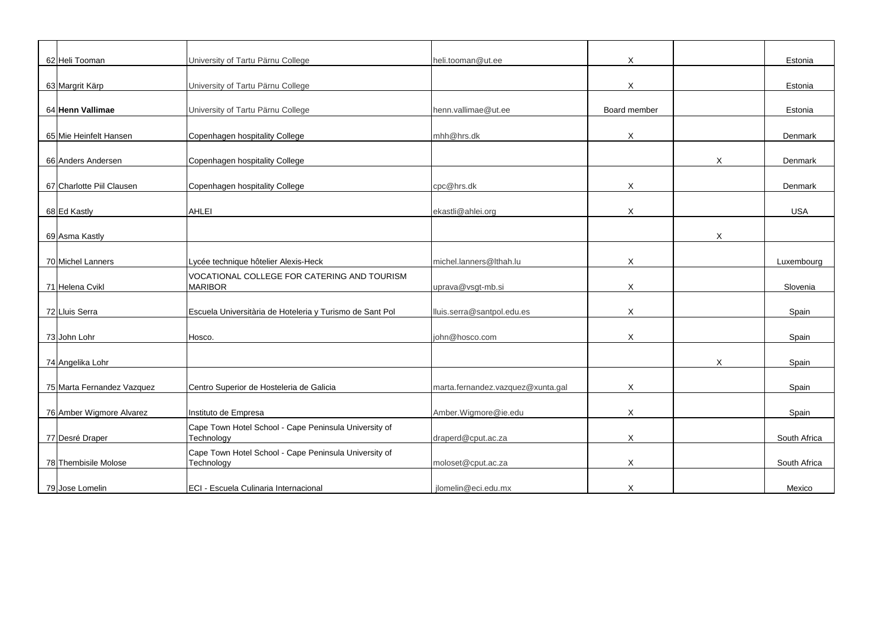| | | | | | | |
|---|---|---|---|---|---|---|
| 62 | Heli Tooman | University of Tartu Pärnu College | heli.tooman@ut.ee | X | | Estonia |
| 63 | Margrit Kärp | University of Tartu Pärnu College | | X | | Estonia |
| 64 | **Henn Vallimae** | University of Tartu Pärnu College | henn.vallimae@ut.ee | Board member | | Estonia |
| 65 | Mie Heinfelt Hansen | Copenhagen hospitality College | mhh@hrs.dk | X | | Denmark |
| 66 | Anders Andersen | Copenhagen hospitality College | | | X | Denmark |
| 67 | Charlotte Piil Clausen | Copenhagen hospitality College | cpc@hrs.dk | X | | Denmark |
| 68 | Ed Kastly | AHLEI | ekastli@ahlei.org | X | | USA |
| 69 | Asma Kastly | | | | X | |
| 70 | Michel Lanners | Lycée technique hôtelier Alexis-Heck | michel.lanners@lthah.lu | X | | Luxembourg |
| 71 | Helena Cvikl | VOCATIONAL COLLEGE FOR CATERING AND TOURISM MARIBOR | uprava@vsgt-mb.si | X | | Slovenia |
| 72 | Lluis Serra | Escuela Universitària de Hoteleria y Turismo de Sant Pol | lluis.serra@santpol.edu.es | X | | Spain |
| 73 | John Lohr | Hosco. | john@hosco.com | X | | Spain |
| 74 | Angelika Lohr | | | | X | Spain |
| 75 | Marta Fernandez Vazquez | Centro Superior de Hosteleria de Galicia | marta.fernandez.vazquez@xunta.gal | X | | Spain |
| 76 | Amber Wigmore Alvarez | Instituto de Empresa | Amber.Wigmore@ie.edu | X | | Spain |
| 77 | Desré Draper | Cape Town Hotel School - Cape Peninsula University of Technology | draperd@cput.ac.za | X | | South Africa |
| 78 | Thembisile Molose | Cape Town Hotel School - Cape Peninsula University of Technology | moloset@cput.ac.za | X | | South Africa |
| 79 | Jose Lomelin | ECI - Escuela Culinaria Internacional | jlomelin@eci.edu.mx | X | | Mexico |